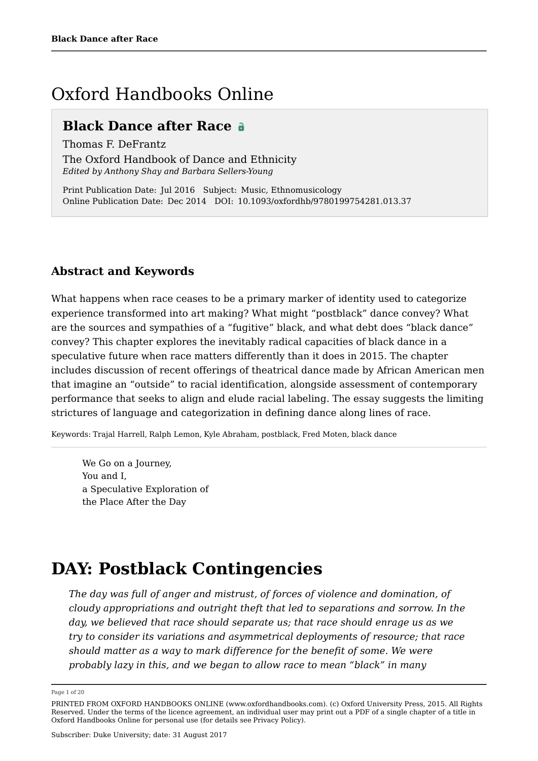# Oxford Handbooks Online

## Black Dance after Race

Thomas F. DeFrantz

The Oxford Handbook of Dance and Ethnicity

*Edited by Anthony Shay and Barbara Sellers-Young*

Print Publication Date: Jul 2016 Subject: Music, Ethnomusicology
Online Publication Date: Dec 2014 DOI: 10.1093/oxfordhb/9780199754281.013.37

### Abstract and Keywords

What happens when race ceases to be a primary marker of identity used to categorize experience transformed into art making? What might "postblack" dance convey? What are the sources and sympathies of a "fugitive" black, and what debt does "black dance" convey? This chapter explores the inevitably radical capacities of black dance in a speculative future when race matters differently than it does in 2015. The chapter includes discussion of recent offerings of theatrical dance made by African American men that imagine an "outside" to racial identification, alongside assessment of contemporary performance that seeks to align and elude racial labeling. The essay suggests the limiting strictures of language and categorization in defining dance along lines of race.

Keywords: Trajal Harrell, Ralph Lemon, Kyle Abraham, postblack, Fred Moten, black dance

---

> We Go on a Journey,
> You and I,
> a Speculative Exploration of
> the Place After the Day

# DAY: Postblack Contingencies

> *The day was full of anger and mistrust, of forces of violence and domination, of cloudy appropriations and outright theft that led to separations and sorrow. In the day, we believed that race should separate us; that race should enrage us as we try to consider its variations and asymmetrical deployments of resource; that race should matter as a way to mark difference for the benefit of some. We were probably lazy in this, and we began to allow race to mean "black" in many*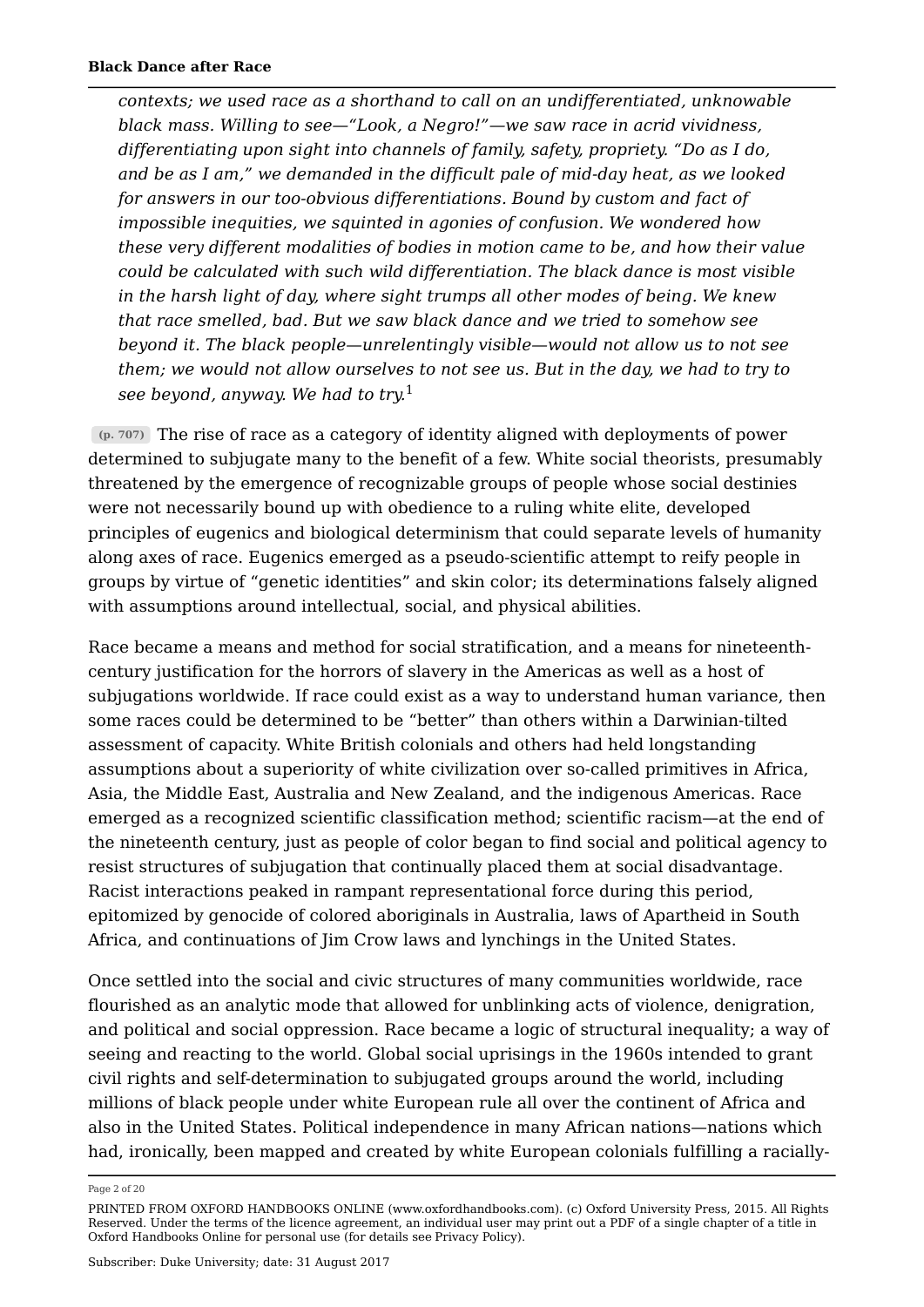*contexts; we used race as a shorthand to call on an undifferentiated, unknowable black mass. Willing to see—"Look, a Negro!"—we saw race in acrid vividness, differentiating upon sight into channels of family, safety, propriety. "Do as I do, and be as I am," we demanded in the difficult pale of mid-day heat, as we looked for answers in our too-obvious differentiations. Bound by custom and fact of impossible inequities, we squinted in agonies of confusion. We wondered how these very different modalities of bodies in motion came to be, and how their value could be calculated with such wild differentiation. The black dance is most visible in the harsh light of day, where sight trumps all other modes of being. We knew that race smelled, bad. But we saw black dance and we tried to somehow see beyond it. The black people—unrelentingly visible—would not allow us to not see them; we would not allow ourselves to not see us. But in the day, we had to try to see beyond, anyway. We had to try.*[1]

(p. 707) The rise of race as a category of identity aligned with deployments of power determined to subjugate many to the benefit of a few. White social theorists, presumably threatened by the emergence of recognizable groups of people whose social destinies were not necessarily bound up with obedience to a ruling white elite, developed principles of eugenics and biological determinism that could separate levels of humanity along axes of race. Eugenics emerged as a pseudo-scientific attempt to reify people in groups by virtue of "genetic identities" and skin color; its determinations falsely aligned with assumptions around intellectual, social, and physical abilities.

Race became a means and method for social stratification, and a means for nineteenth-century justification for the horrors of slavery in the Americas as well as a host of subjugations worldwide. If race could exist as a way to understand human variance, then some races could be determined to be "better" than others within a Darwinian-tilted assessment of capacity. White British colonials and others had held longstanding assumptions about a superiority of white civilization over so-called primitives in Africa, Asia, the Middle East, Australia and New Zealand, and the indigenous Americas. Race emerged as a recognized scientific classification method; scientific racism—at the end of the nineteenth century, just as people of color began to find social and political agency to resist structures of subjugation that continually placed them at social disadvantage. Racist interactions peaked in rampant representational force during this period, epitomized by genocide of colored aboriginals in Australia, laws of Apartheid in South Africa, and continuations of Jim Crow laws and lynchings in the United States.

Once settled into the social and civic structures of many communities worldwide, race flourished as an analytic mode that allowed for unblinking acts of violence, denigration, and political and social oppression. Race became a logic of structural inequality; a way of seeing and reacting to the world. Global social uprisings in the 1960s intended to grant civil rights and self-determination to subjugated groups around the world, including millions of black people under white European rule all over the continent of Africa and also in the United States. Political independence in many African nations—nations which had, ironically, been mapped and created by white European colonials fulfilling a racially-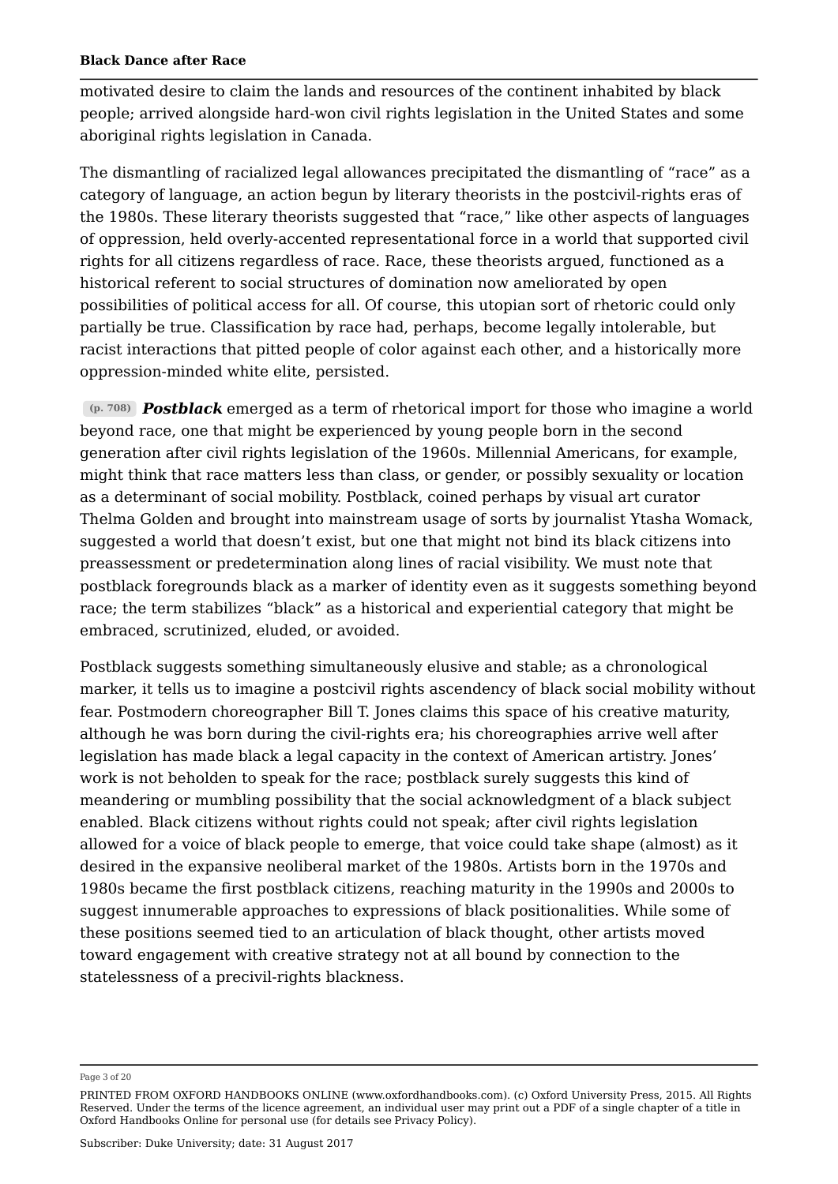motivated desire to claim the lands and resources of the continent inhabited by black people; arrived alongside hard-won civil rights legislation in the United States and some aboriginal rights legislation in Canada.

The dismantling of racialized legal allowances precipitated the dismantling of "race" as a category of language, an action begun by literary theorists in the postcivil-rights eras of the 1980s. These literary theorists suggested that "race," like other aspects of languages of oppression, held overly-accented representational force in a world that supported civil rights for all citizens regardless of race. Race, these theorists argued, functioned as a historical referent to social structures of domination now ameliorated by open possibilities of political access for all. Of course, this utopian sort of rhetoric could only partially be true. Classification by race had, perhaps, become legally intolerable, but racist interactions that pitted people of color against each other, and a historically more oppression-minded white elite, persisted.

(p. 708) ***Postblack*** emerged as a term of rhetorical import for those who imagine a world beyond race, one that might be experienced by young people born in the second generation after civil rights legislation of the 1960s. Millennial Americans, for example, might think that race matters less than class, or gender, or possibly sexuality or location as a determinant of social mobility. Postblack, coined perhaps by visual art curator Thelma Golden and brought into mainstream usage of sorts by journalist Ytasha Womack, suggested a world that doesn't exist, but one that might not bind its black citizens into preassessment or predetermination along lines of racial visibility. We must note that postblack foregrounds black as a marker of identity even as it suggests something beyond race; the term stabilizes "black" as a historical and experiential category that might be embraced, scrutinized, eluded, or avoided.

Postblack suggests something simultaneously elusive and stable; as a chronological marker, it tells us to imagine a postcivil rights ascendency of black social mobility without fear. Postmodern choreographer Bill T. Jones claims this space of his creative maturity, although he was born during the civil-rights era; his choreographies arrive well after legislation has made black a legal capacity in the context of American artistry. Jones' work is not beholden to speak for the race; postblack surely suggests this kind of meandering or mumbling possibility that the social acknowledgment of a black subject enabled. Black citizens without rights could not speak; after civil rights legislation allowed for a voice of black people to emerge, that voice could take shape (almost) as it desired in the expansive neoliberal market of the 1980s. Artists born in the 1970s and 1980s became the first postblack citizens, reaching maturity in the 1990s and 2000s to suggest innumerable approaches to expressions of black positionalities. While some of these positions seemed tied to an articulation of black thought, other artists moved toward engagement with creative strategy not at all bound by connection to the statelessness of a precivil-rights blackness.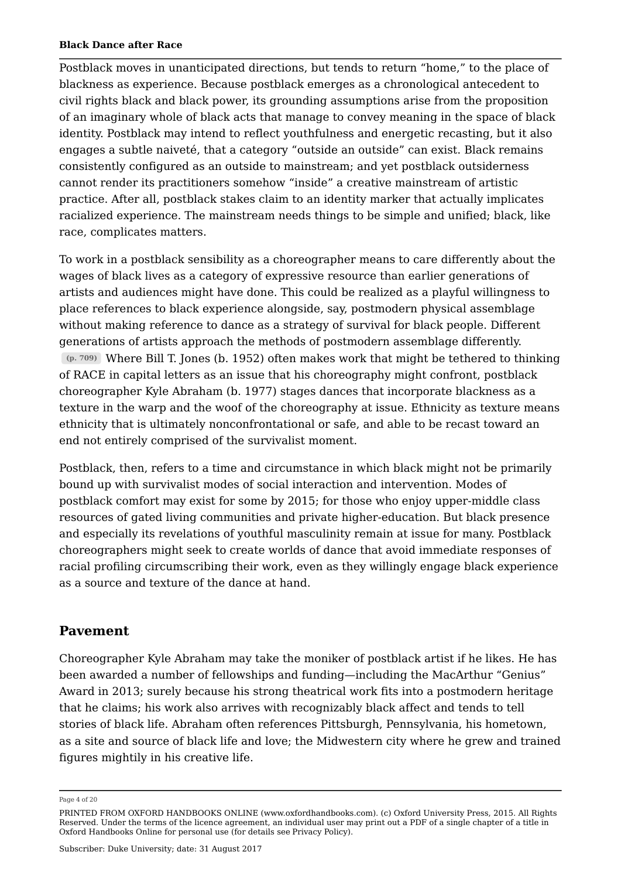Postblack moves in unanticipated directions, but tends to return "home," to the place of blackness as experience. Because postblack emerges as a chronological antecedent to civil rights black and black power, its grounding assumptions arise from the proposition of an imaginary whole of black acts that manage to convey meaning in the space of black identity. Postblack may intend to reflect youthfulness and energetic recasting, but it also engages a subtle naiveté, that a category "outside an outside" can exist. Black remains consistently configured as an outside to mainstream; and yet postblack outsiderness cannot render its practitioners somehow "inside" a creative mainstream of artistic practice. After all, postblack stakes claim to an identity marker that actually implicates racialized experience. The mainstream needs things to be simple and unified; black, like race, complicates matters.

To work in a postblack sensibility as a choreographer means to care differently about the wages of black lives as a category of expressive resource than earlier generations of artists and audiences might have done. This could be realized as a playful willingness to place references to black experience alongside, say, postmodern physical assemblage without making reference to dance as a strategy of survival for black people. Different generations of artists approach the methods of postmodern assemblage differently. (p. 709) Where Bill T. Jones (b. 1952) often makes work that might be tethered to thinking of RACE in capital letters as an issue that his choreography might confront, postblack choreographer Kyle Abraham (b. 1977) stages dances that incorporate blackness as a texture in the warp and the woof of the choreography at issue. Ethnicity as texture means ethnicity that is ultimately nonconfrontational or safe, and able to be recast toward an end not entirely comprised of the survivalist moment.

Postblack, then, refers to a time and circumstance in which black might not be primarily bound up with survivalist modes of social interaction and intervention. Modes of postblack comfort may exist for some by 2015; for those who enjoy upper-middle class resources of gated living communities and private higher-education. But black presence and especially its revelations of youthful masculinity remain at issue for many. Postblack choreographers might seek to create worlds of dance that avoid immediate responses of racial profiling circumscribing their work, even as they willingly engage black experience as a source and texture of the dance at hand.

## Pavement

Choreographer Kyle Abraham may take the moniker of postblack artist if he likes. He has been awarded a number of fellowships and funding—including the MacArthur "Genius" Award in 2013; surely because his strong theatrical work fits into a postmodern heritage that he claims; his work also arrives with recognizably black affect and tends to tell stories of black life. Abraham often references Pittsburgh, Pennsylvania, his hometown, as a site and source of black life and love; the Midwestern city where he grew and trained figures mightily in his creative life.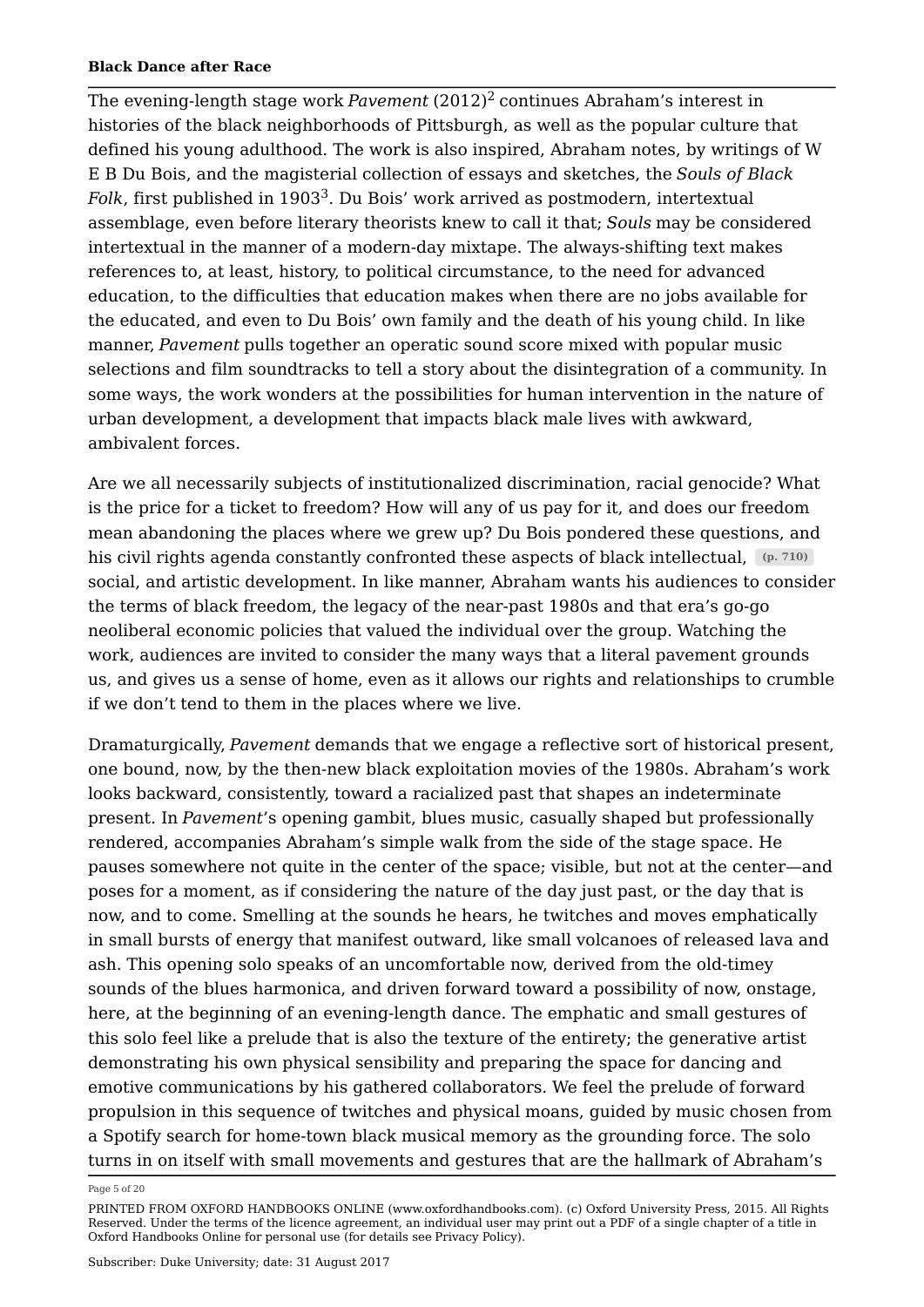The evening-length stage work *Pavement* (2012)[2] continues Abraham's interest in histories of the black neighborhoods of Pittsburgh, as well as the popular culture that defined his young adulthood. The work is also inspired, Abraham notes, by writings of W E B Du Bois, and the magisterial collection of essays and sketches, the *Souls of Black Folk*, first published in 1903[3]. Du Bois' work arrived as postmodern, intertextual assemblage, even before literary theorists knew to call it that; *Souls* may be considered intertextual in the manner of a modern-day mixtape. The always-shifting text makes references to, at least, history, to political circumstance, to the need for advanced education, to the difficulties that education makes when there are no jobs available for the educated, and even to Du Bois' own family and the death of his young child. In like manner, *Pavement* pulls together an operatic sound score mixed with popular music selections and film soundtracks to tell a story about the disintegration of a community. In some ways, the work wonders at the possibilities for human intervention in the nature of urban development, a development that impacts black male lives with awkward, ambivalent forces.

Are we all necessarily subjects of institutionalized discrimination, racial genocide? What is the price for a ticket to freedom? How will any of us pay for it, and does our freedom mean abandoning the places where we grew up? Du Bois pondered these questions, and his civil rights agenda constantly confronted these aspects of black intellectual, (p. 710) social, and artistic development. In like manner, Abraham wants his audiences to consider the terms of black freedom, the legacy of the near-past 1980s and that era's go-go neoliberal economic policies that valued the individual over the group. Watching the work, audiences are invited to consider the many ways that a literal pavement grounds us, and gives us a sense of home, even as it allows our rights and relationships to crumble if we don't tend to them in the places where we live.

Dramaturgically, *Pavement* demands that we engage a reflective sort of historical present, one bound, now, by the then-new black exploitation movies of the 1980s. Abraham's work looks backward, consistently, toward a racialized past that shapes an indeterminate present. In *Pavement*'s opening gambit, blues music, casually shaped but professionally rendered, accompanies Abraham's simple walk from the side of the stage space. He pauses somewhere not quite in the center of the space; visible, but not at the center—and poses for a moment, as if considering the nature of the day just past, or the day that is now, and to come. Smelling at the sounds he hears, he twitches and moves emphatically in small bursts of energy that manifest outward, like small volcanoes of released lava and ash. This opening solo speaks of an uncomfortable now, derived from the old-timey sounds of the blues harmonica, and driven forward toward a possibility of now, onstage, here, at the beginning of an evening-length dance. The emphatic and small gestures of this solo feel like a prelude that is also the texture of the entirety; the generative artist demonstrating his own physical sensibility and preparing the space for dancing and emotive communications by his gathered collaborators. We feel the prelude of forward propulsion in this sequence of twitches and physical moans, guided by music chosen from a Spotify search for home-town black musical memory as the grounding force. The solo turns in on itself with small movements and gestures that are the hallmark of Abraham's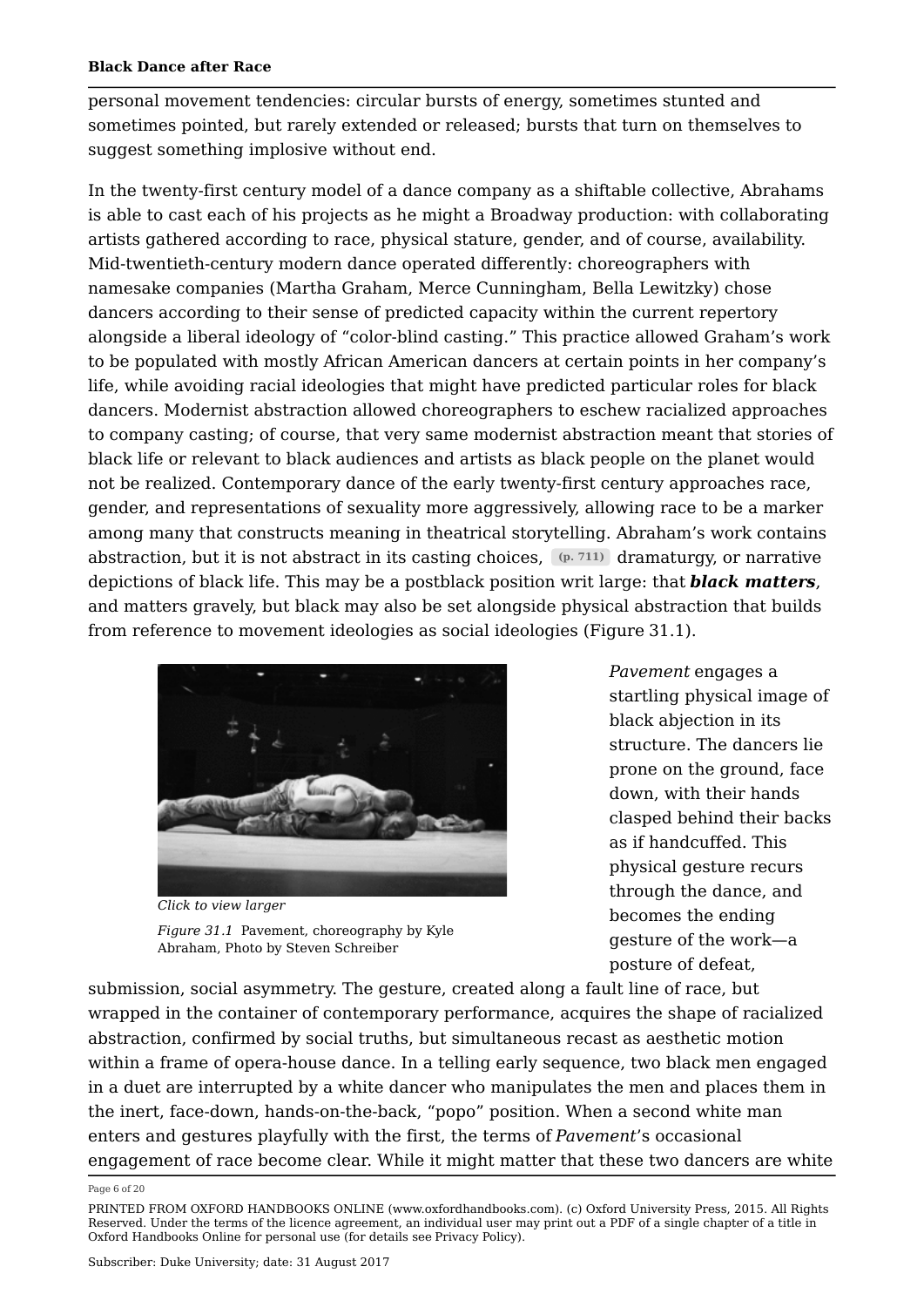personal movement tendencies: circular bursts of energy, sometimes stunted and sometimes pointed, but rarely extended or released; bursts that turn on themselves to suggest something implosive without end.

In the twenty-first century model of a dance company as a shiftable collective, Abrahams is able to cast each of his projects as he might a Broadway production: with collaborating artists gathered according to race, physical stature, gender, and of course, availability. Mid-twentieth-century modern dance operated differently: choreographers with namesake companies (Martha Graham, Merce Cunningham, Bella Lewitzky) chose dancers according to their sense of predicted capacity within the current repertory alongside a liberal ideology of "color-blind casting." This practice allowed Graham's work to be populated with mostly African American dancers at certain points in her company's life, while avoiding racial ideologies that might have predicted particular roles for black dancers. Modernist abstraction allowed choreographers to eschew racialized approaches to company casting; of course, that very same modernist abstraction meant that stories of black life or relevant to black audiences and artists as black people on the planet would not be realized. Contemporary dance of the early twenty-first century approaches race, gender, and representations of sexuality more aggressively, allowing race to be a marker among many that constructs meaning in theatrical storytelling. Abraham's work contains abstraction, but it is not abstract in its casting choices, (p. 711) dramaturgy, or narrative depictions of black life. This may be a postblack position writ large: that ***black matters***, and matters gravely, but black may also be set alongside physical abstraction that builds from reference to movement ideologies as social ideologies (Figure 31.1).

Click to view larger

*Figure 31.1* Pavement, choreography by Kyle Abraham, Photo by Steven Schreiber

*Pavement* engages a startling physical image of black abjection in its structure. The dancers lie prone on the ground, face down, with their hands clasped behind their backs as if handcuffed. This physical gesture recurs through the dance, and becomes the ending gesture of the work—a posture of defeat, submission, social asymmetry. The gesture, created along a fault line of race, but wrapped in the container of contemporary performance, acquires the shape of racialized abstraction, confirmed by social truths, but simultaneous recast as aesthetic motion within a frame of opera-house dance. In a telling early sequence, two black men engaged in a duet are interrupted by a white dancer who manipulates the men and places them in the inert, face-down, hands-on-the-back, "popo" position. When a second white man enters and gestures playfully with the first, the terms of *Pavement*'s occasional engagement of race become clear. While it might matter that these two dancers are white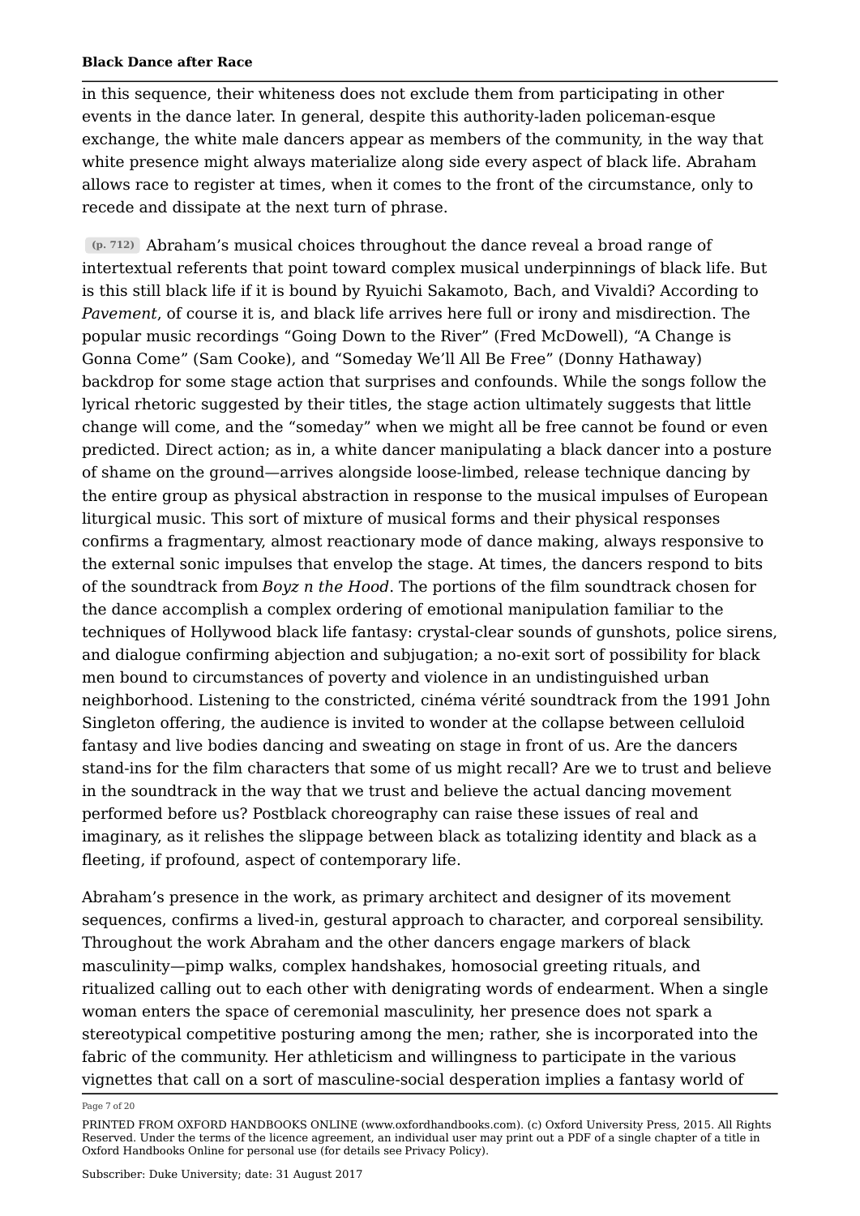in this sequence, their whiteness does not exclude them from participating in other events in the dance later. In general, despite this authority-laden policeman-esque exchange, the white male dancers appear as members of the community, in the way that white presence might always materialize along side every aspect of black life. Abraham allows race to register at times, when it comes to the front of the circumstance, only to recede and dissipate at the next turn of phrase.

(p. 712) Abraham's musical choices throughout the dance reveal a broad range of intertextual referents that point toward complex musical underpinnings of black life. But is this still black life if it is bound by Ryuichi Sakamoto, Bach, and Vivaldi? According to *Pavement*, of course it is, and black life arrives here full or irony and misdirection. The popular music recordings "Going Down to the River" (Fred McDowell), "A Change is Gonna Come" (Sam Cooke), and "Someday We'll All Be Free" (Donny Hathaway) backdrop for some stage action that surprises and confounds. While the songs follow the lyrical rhetoric suggested by their titles, the stage action ultimately suggests that little change will come, and the "someday" when we might all be free cannot be found or even predicted. Direct action; as in, a white dancer manipulating a black dancer into a posture of shame on the ground—arrives alongside loose-limbed, release technique dancing by the entire group as physical abstraction in response to the musical impulses of European liturgical music. This sort of mixture of musical forms and their physical responses confirms a fragmentary, almost reactionary mode of dance making, always responsive to the external sonic impulses that envelop the stage. At times, the dancers respond to bits of the soundtrack from *Boyz n the Hood*. The portions of the film soundtrack chosen for the dance accomplish a complex ordering of emotional manipulation familiar to the techniques of Hollywood black life fantasy: crystal-clear sounds of gunshots, police sirens, and dialogue confirming abjection and subjugation; a no-exit sort of possibility for black men bound to circumstances of poverty and violence in an undistinguished urban neighborhood. Listening to the constricted, cinéma vérité soundtrack from the 1991 John Singleton offering, the audience is invited to wonder at the collapse between celluloid fantasy and live bodies dancing and sweating on stage in front of us. Are the dancers stand-ins for the film characters that some of us might recall? Are we to trust and believe in the soundtrack in the way that we trust and believe the actual dancing movement performed before us? Postblack choreography can raise these issues of real and imaginary, as it relishes the slippage between black as totalizing identity and black as a fleeting, if profound, aspect of contemporary life.

Abraham's presence in the work, as primary architect and designer of its movement sequences, confirms a lived-in, gestural approach to character, and corporeal sensibility. Throughout the work Abraham and the other dancers engage markers of black masculinity—pimp walks, complex handshakes, homosocial greeting rituals, and ritualized calling out to each other with denigrating words of endearment. When a single woman enters the space of ceremonial masculinity, her presence does not spark a stereotypical competitive posturing among the men; rather, she is incorporated into the fabric of the community. Her athleticism and willingness to participate in the various vignettes that call on a sort of masculine-social desperation implies a fantasy world of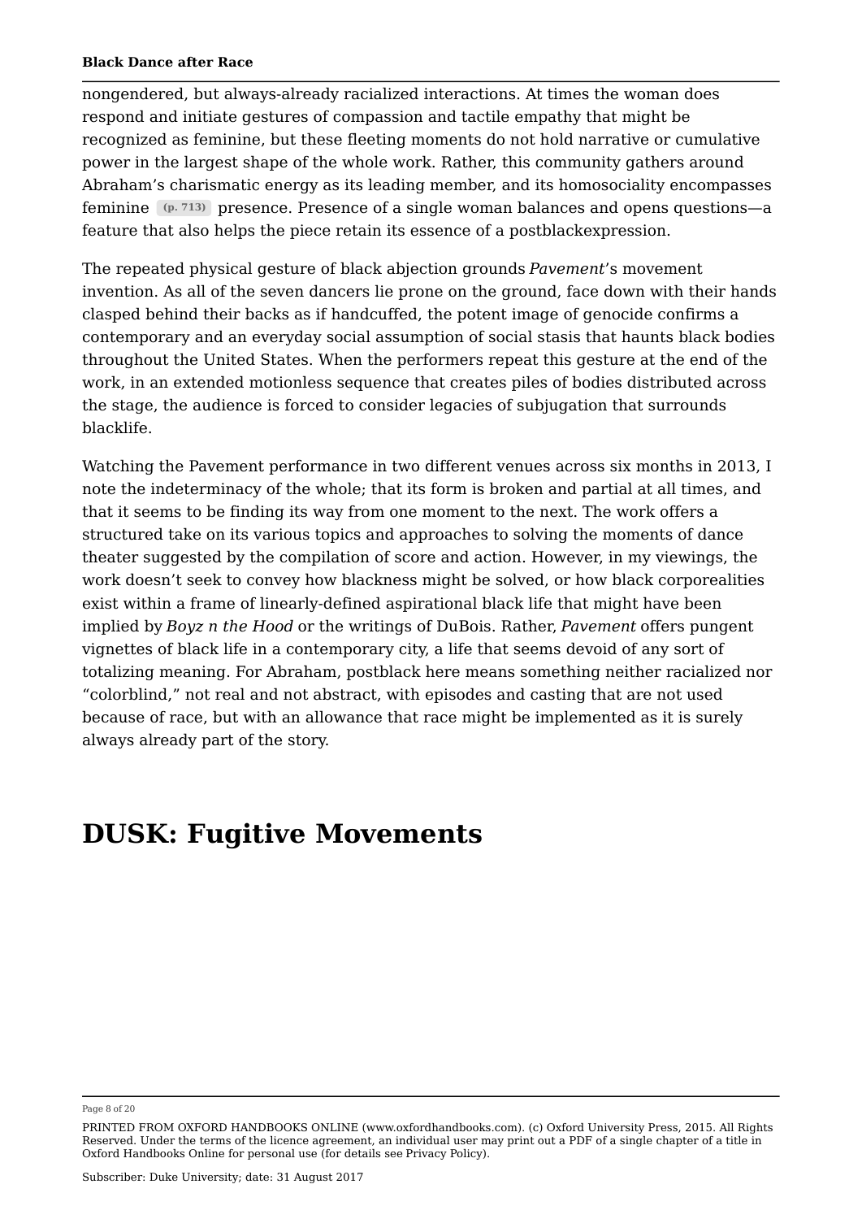nongendered, but always-already racialized interactions. At times the woman does respond and initiate gestures of compassion and tactile empathy that might be recognized as feminine, but these fleeting moments do not hold narrative or cumulative power in the largest shape of the whole work. Rather, this community gathers around Abraham's charismatic energy as its leading member, and its homosociality encompasses feminine (p. 713) presence. Presence of a single woman balances and opens questions—a feature that also helps the piece retain its essence of a postblackexpression.

The repeated physical gesture of black abjection grounds *Pavement*'s movement invention. As all of the seven dancers lie prone on the ground, face down with their hands clasped behind their backs as if handcuffed, the potent image of genocide confirms a contemporary and an everyday social assumption of social stasis that haunts black bodies throughout the United States. When the performers repeat this gesture at the end of the work, in an extended motionless sequence that creates piles of bodies distributed across the stage, the audience is forced to consider legacies of subjugation that surrounds blacklife.

Watching the Pavement performance in two different venues across six months in 2013, I note the indeterminacy of the whole; that its form is broken and partial at all times, and that it seems to be finding its way from one moment to the next. The work offers a structured take on its various topics and approaches to solving the moments of dance theater suggested by the compilation of score and action. However, in my viewings, the work doesn't seek to convey how blackness might be solved, or how black corporealities exist within a frame of linearly-defined aspirational black life that might have been implied by *Boyz n the Hood* or the writings of DuBois. Rather, *Pavement* offers pungent vignettes of black life in a contemporary city, a life that seems devoid of any sort of totalizing meaning. For Abraham, postblack here means something neither racialized nor "colorblind," not real and not abstract, with episodes and casting that are not used because of race, but with an allowance that race might be implemented as it is surely always already part of the story.

# DUSK: Fugitive Movements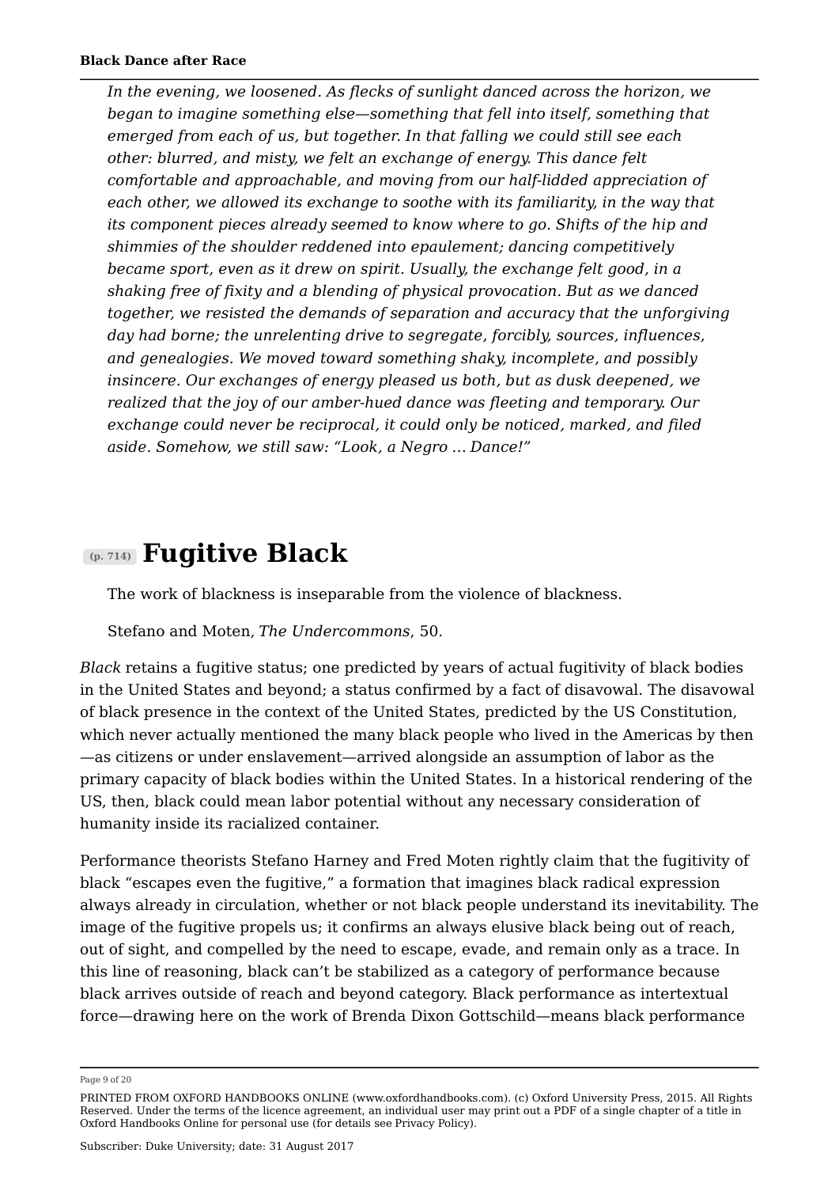*In the evening, we loosened. As flecks of sunlight danced across the horizon, we began to imagine something else—something that fell into itself, something that emerged from each of us, but together. In that falling we could still see each other: blurred, and misty, we felt an exchange of energy. This dance felt comfortable and approachable, and moving from our half-lidded appreciation of each other, we allowed its exchange to soothe with its familiarity, in the way that its component pieces already seemed to know where to go. Shifts of the hip and shimmies of the shoulder reddened into epaulement; dancing competitively became sport, even as it drew on spirit. Usually, the exchange felt good, in a shaking free of fixity and a blending of physical provocation. But as we danced together, we resisted the demands of separation and accuracy that the unforgiving day had borne; the unrelenting drive to segregate, forcibly, sources, influences, and genealogies. We moved toward something shaky, incomplete, and possibly insincere. Our exchanges of energy pleased us both, but as dusk deepened, we realized that the joy of our amber-hued dance was fleeting and temporary. Our exchange could never be reciprocal, it could only be noticed, marked, and filed aside. Somehow, we still saw: "Look, a Negro … Dance!"*

## (p. 714) Fugitive Black

The work of blackness is inseparable from the violence of blackness.

Stefano and Moten, *The Undercommons*, 50.

*Black* retains a fugitive status; one predicted by years of actual fugitivity of black bodies in the United States and beyond; a status confirmed by a fact of disavowal. The disavowal of black presence in the context of the United States, predicted by the US Constitution, which never actually mentioned the many black people who lived in the Americas by then —as citizens or under enslavement—arrived alongside an assumption of labor as the primary capacity of black bodies within the United States. In a historical rendering of the US, then, black could mean labor potential without any necessary consideration of humanity inside its racialized container.

Performance theorists Stefano Harney and Fred Moten rightly claim that the fugitivity of black "escapes even the fugitive," a formation that imagines black radical expression always already in circulation, whether or not black people understand its inevitability. The image of the fugitive propels us; it confirms an always elusive black being out of reach, out of sight, and compelled by the need to escape, evade, and remain only as a trace. In this line of reasoning, black can't be stabilized as a category of performance because black arrives outside of reach and beyond category. Black performance as intertextual force—drawing here on the work of Brenda Dixon Gottschild—means black performance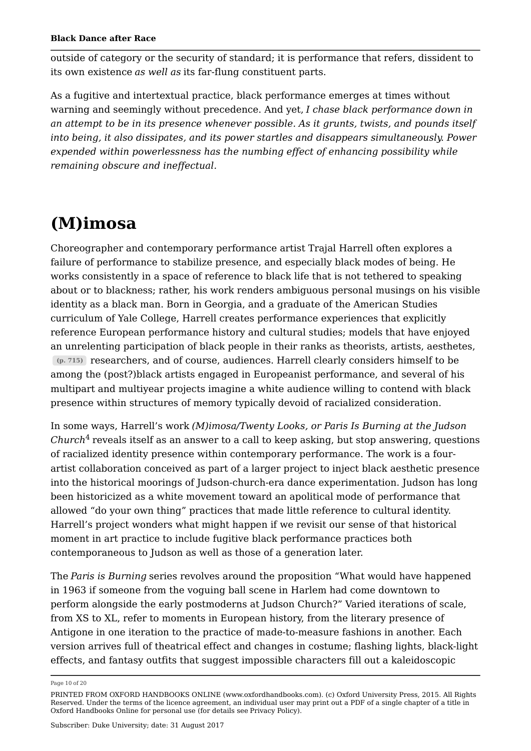outside of category or the security of standard; it is performance that refers, dissident to its own existence *as well as* its far-flung constituent parts.

As a fugitive and intertextual practice, black performance emerges at times without warning and seemingly without precedence. And yet, *I chase black performance down in an attempt to be in its presence whenever possible. As it grunts, twists, and pounds itself into being, it also dissipates, and its power startles and disappears simultaneously. Power expended within powerlessness has the numbing effect of enhancing possibility while remaining obscure and ineffectual.*

# (M)imosa

Choreographer and contemporary performance artist Trajal Harrell often explores a failure of performance to stabilize presence, and especially black modes of being. He works consistently in a space of reference to black life that is not tethered to speaking about or to blackness; rather, his work renders ambiguous personal musings on his visible identity as a black man. Born in Georgia, and a graduate of the American Studies curriculum of Yale College, Harrell creates performance experiences that explicitly reference European performance history and cultural studies; models that have enjoyed an unrelenting participation of black people in their ranks as theorists, artists, aesthetes, (p. 715) researchers, and of course, audiences. Harrell clearly considers himself to be among the (post?)black artists engaged in Europeanist performance, and several of his multipart and multiyear projects imagine a white audience willing to contend with black presence within structures of memory typically devoid of racialized consideration.

In some ways, Harrell's work *(M)imosa/Twenty Looks, or Paris Is Burning at the Judson Church*[4] reveals itself as an answer to a call to keep asking, but stop answering, questions of racialized identity presence within contemporary performance. The work is a four-artist collaboration conceived as part of a larger project to inject black aesthetic presence into the historical moorings of Judson-church-era dance experimentation. Judson has long been historicized as a white movement toward an apolitical mode of performance that allowed "do your own thing" practices that made little reference to cultural identity. Harrell's project wonders what might happen if we revisit our sense of that historical moment in art practice to include fugitive black performance practices both contemporaneous to Judson as well as those of a generation later.

The *Paris is Burning* series revolves around the proposition "What would have happened in 1963 if someone from the voguing ball scene in Harlem had come downtown to perform alongside the early postmoderns at Judson Church?" Varied iterations of scale, from XS to XL, refer to moments in European history, from the literary presence of Antigone in one iteration to the practice of made-to-measure fashions in another. Each version arrives full of theatrical effect and changes in costume; flashing lights, black-light effects, and fantasy outfits that suggest impossible characters fill out a kaleidoscopic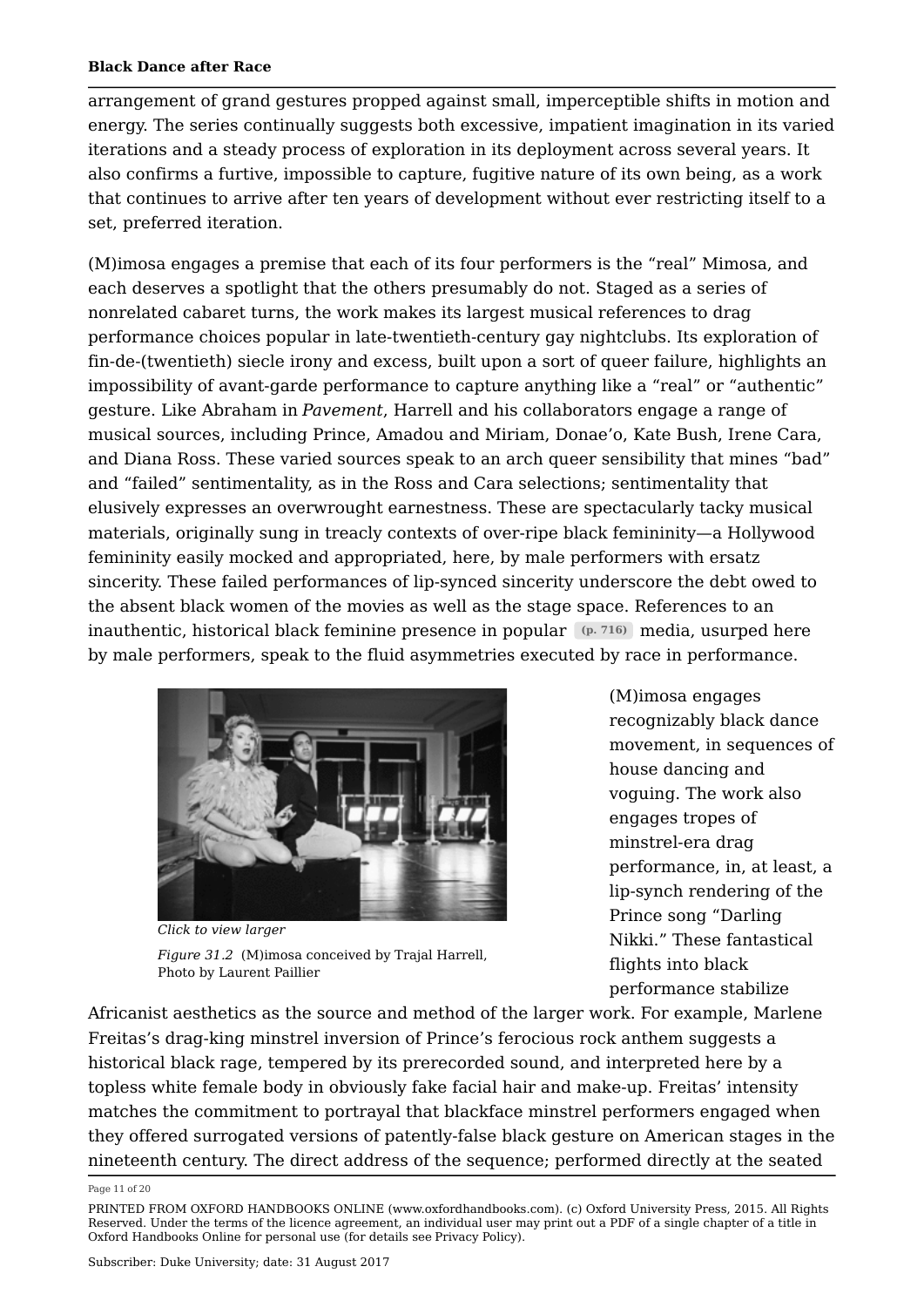arrangement of grand gestures propped against small, imperceptible shifts in motion and energy. The series continually suggests both excessive, impatient imagination in its varied iterations and a steady process of exploration in its deployment across several years. It also confirms a furtive, impossible to capture, fugitive nature of its own being, as a work that continues to arrive after ten years of development without ever restricting itself to a set, preferred iteration.

(M)imosa engages a premise that each of its four performers is the "real" Mimosa, and each deserves a spotlight that the others presumably do not. Staged as a series of nonrelated cabaret turns, the work makes its largest musical references to drag performance choices popular in late-twentieth-century gay nightclubs. Its exploration of fin-de-(twentieth) siecle irony and excess, built upon a sort of queer failure, highlights an impossibility of avant-garde performance to capture anything like a "real" or "authentic" gesture. Like Abraham in *Pavement*, Harrell and his collaborators engage a range of musical sources, including Prince, Amadou and Miriam, Donae'o, Kate Bush, Irene Cara, and Diana Ross. These varied sources speak to an arch queer sensibility that mines "bad" and "failed" sentimentality, as in the Ross and Cara selections; sentimentality that elusively expresses an overwrought earnestness. These are spectacularly tacky musical materials, originally sung in treacly contexts of over-ripe black femininity—a Hollywood femininity easily mocked and appropriated, here, by male performers with ersatz sincerity. These failed performances of lip-synced sincerity underscore the debt owed to the absent black women of the movies as well as the stage space. References to an inauthentic, historical black feminine presence in popular (p. 716) media, usurped here by male performers, speak to the fluid asymmetries executed by race in performance.

*Click to view larger*

*Figure 31.2* (M)imosa conceived by Trajal Harrell, Photo by Laurent Paillier

(M)imosa engages recognizably black dance movement, in sequences of house dancing and voguing. The work also engages tropes of minstrel-era drag performance, in, at least, a lip-synch rendering of the Prince song "Darling Nikki." These fantastical flights into black performance stabilize Africanist aesthetics as the source and method of the larger work. For example, Marlene Freitas's drag-king minstrel inversion of Prince's ferocious rock anthem suggests a historical black rage, tempered by its prerecorded sound, and interpreted here by a topless white female body in obviously fake facial hair and make-up. Freitas' intensity matches the commitment to portrayal that blackface minstrel performers engaged when they offered surrogated versions of patently-false black gesture on American stages in the nineteenth century. The direct address of the sequence; performed directly at the seated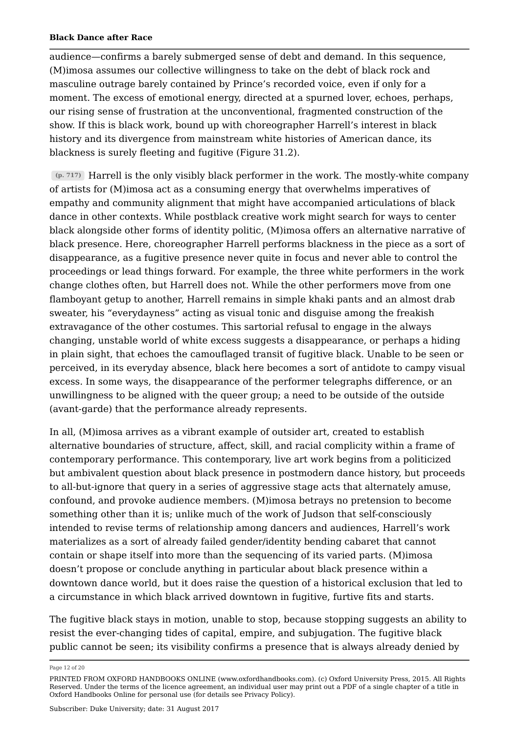audience—confirms a barely submerged sense of debt and demand. In this sequence, (M)imosa assumes our collective willingness to take on the debt of black rock and masculine outrage barely contained by Prince's recorded voice, even if only for a moment. The excess of emotional energy, directed at a spurned lover, echoes, perhaps, our rising sense of frustration at the unconventional, fragmented construction of the show. If this is black work, bound up with choreographer Harrell's interest in black history and its divergence from mainstream white histories of American dance, its blackness is surely fleeting and fugitive (Figure 31.2).

(p. 717) Harrell is the only visibly black performer in the work. The mostly-white company of artists for (M)imosa act as a consuming energy that overwhelms imperatives of empathy and community alignment that might have accompanied articulations of black dance in other contexts. While postblack creative work might search for ways to center black alongside other forms of identity politic, (M)imosa offers an alternative narrative of black presence. Here, choreographer Harrell performs blackness in the piece as a sort of disappearance, as a fugitive presence never quite in focus and never able to control the proceedings or lead things forward. For example, the three white performers in the work change clothes often, but Harrell does not. While the other performers move from one flamboyant getup to another, Harrell remains in simple khaki pants and an almost drab sweater, his "everydayness" acting as visual tonic and disguise among the freakish extravagance of the other costumes. This sartorial refusal to engage in the always changing, unstable world of white excess suggests a disappearance, or perhaps a hiding in plain sight, that echoes the camouflaged transit of fugitive black. Unable to be seen or perceived, in its everyday absence, black here becomes a sort of antidote to campy visual excess. In some ways, the disappearance of the performer telegraphs difference, or an unwillingness to be aligned with the queer group; a need to be outside of the outside (avant-garde) that the performance already represents.

In all, (M)imosa arrives as a vibrant example of outsider art, created to establish alternative boundaries of structure, affect, skill, and racial complicity within a frame of contemporary performance. This contemporary, live art work begins from a politicized but ambivalent question about black presence in postmodern dance history, but proceeds to all-but-ignore that query in a series of aggressive stage acts that alternately amuse, confound, and provoke audience members. (M)imosa betrays no pretension to become something other than it is; unlike much of the work of Judson that self-consciously intended to revise terms of relationship among dancers and audiences, Harrell's work materializes as a sort of already failed gender/identity bending cabaret that cannot contain or shape itself into more than the sequencing of its varied parts. (M)imosa doesn't propose or conclude anything in particular about black presence within a downtown dance world, but it does raise the question of a historical exclusion that led to a circumstance in which black arrived downtown in fugitive, furtive fits and starts.

The fugitive black stays in motion, unable to stop, because stopping suggests an ability to resist the ever-changing tides of capital, empire, and subjugation. The fugitive black public cannot be seen; its visibility confirms a presence that is always already denied by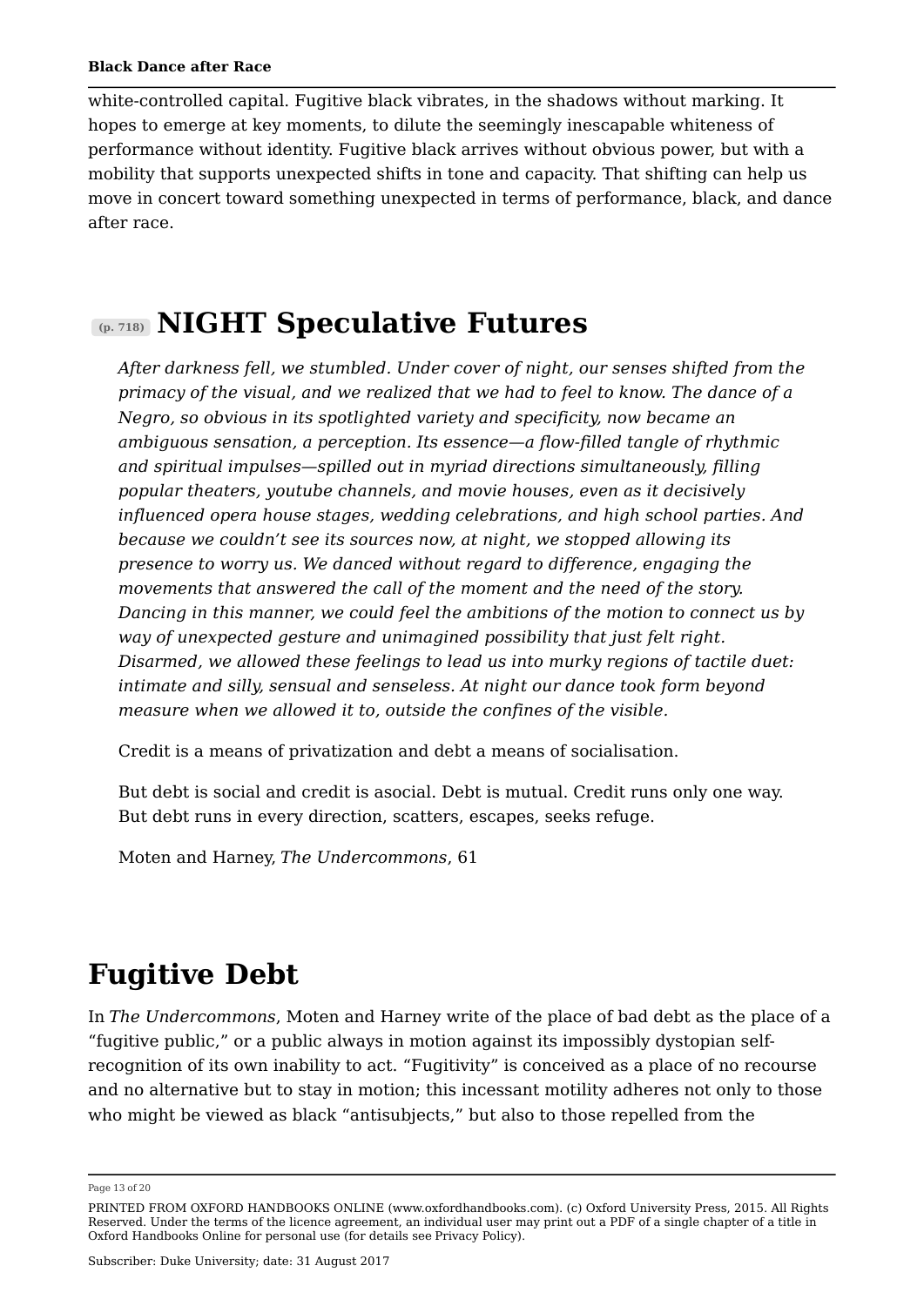white-controlled capital. Fugitive black vibrates, in the shadows without marking. It hopes to emerge at key moments, to dilute the seemingly inescapable whiteness of performance without identity. Fugitive black arrives without obvious power, but with a mobility that supports unexpected shifts in tone and capacity. That shifting can help us move in concert toward something unexpected in terms of performance, black, and dance after race.

## (p. 718) NIGHT Speculative Futures

> *After darkness fell, we stumbled. Under cover of night, our senses shifted from the primacy of the visual, and we realized that we had to feel to know. The dance of a Negro, so obvious in its spotlighted variety and specificity, now became an ambiguous sensation, a perception. Its essence—a flow-filled tangle of rhythmic and spiritual impulses—spilled out in myriad directions simultaneously, filling popular theaters, youtube channels, and movie houses, even as it decisively influenced opera house stages, wedding celebrations, and high school parties. And because we couldn't see its sources now, at night, we stopped allowing its presence to worry us. We danced without regard to difference, engaging the movements that answered the call of the moment and the need of the story. Dancing in this manner, we could feel the ambitions of the motion to connect us by way of unexpected gesture and unimagined possibility that just felt right. Disarmed, we allowed these feelings to lead us into murky regions of tactile duet: intimate and silly, sensual and senseless. At night our dance took form beyond measure when we allowed it to, outside the confines of the visible.*

> Credit is a means of privatization and debt a means of socialisation.
>
> But debt is social and credit is asocial. Debt is mutual. Credit runs only one way. But debt runs in every direction, scatters, escapes, seeks refuge.
>
> Moten and Harney, *The Undercommons*, 61

## Fugitive Debt

In *The Undercommons*, Moten and Harney write of the place of bad debt as the place of a "fugitive public," or a public always in motion against its impossibly dystopian self-recognition of its own inability to act. "Fugitivity" is conceived as a place of no recourse and no alternative but to stay in motion; this incessant motility adheres not only to those who might be viewed as black "antisubjects," but also to those repelled from the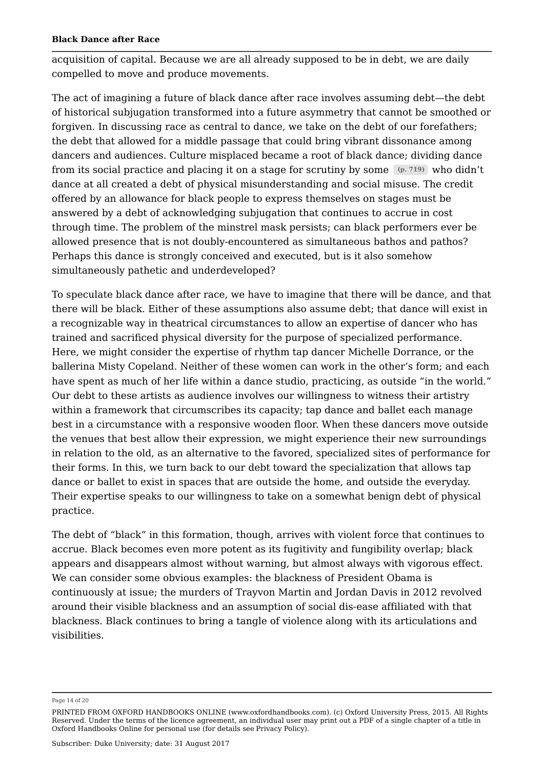acquisition of capital. Because we are all already supposed to be in debt, we are daily compelled to move and produce movements.

The act of imagining a future of black dance after race involves assuming debt—the debt of historical subjugation transformed into a future asymmetry that cannot be smoothed or forgiven. In discussing race as central to dance, we take on the debt of our forefathers; the debt that allowed for a middle passage that could bring vibrant dissonance among dancers and audiences. Culture misplaced became a root of black dance; dividing dance from its social practice and placing it on a stage for scrutiny by some (p. 719) who didn't dance at all created a debt of physical misunderstanding and social misuse. The credit offered by an allowance for black people to express themselves on stages must be answered by a debt of acknowledging subjugation that continues to accrue in cost through time. The problem of the minstrel mask persists; can black performers ever be allowed presence that is not doubly-encountered as simultaneous bathos and pathos? Perhaps this dance is strongly conceived and executed, but is it also somehow simultaneously pathetic and underdeveloped?

To speculate black dance after race, we have to imagine that there will be dance, and that there will be black. Either of these assumptions also assume debt; that dance will exist in a recognizable way in theatrical circumstances to allow an expertise of dancer who has trained and sacrificed physical diversity for the purpose of specialized performance. Here, we might consider the expertise of rhythm tap dancer Michelle Dorrance, or the ballerina Misty Copeland. Neither of these women can work in the other's form; and each have spent as much of her life within a dance studio, practicing, as outside "in the world." Our debt to these artists as audience involves our willingness to witness their artistry within a framework that circumscribes its capacity; tap dance and ballet each manage best in a circumstance with a responsive wooden floor. When these dancers move outside the venues that best allow their expression, we might experience their new surroundings in relation to the old, as an alternative to the favored, specialized sites of performance for their forms. In this, we turn back to our debt toward the specialization that allows tap dance or ballet to exist in spaces that are outside the home, and outside the everyday. Their expertise speaks to our willingness to take on a somewhat benign debt of physical practice.

The debt of "black" in this formation, though, arrives with violent force that continues to accrue. Black becomes even more potent as its fugitivity and fungibility overlap; black appears and disappears almost without warning, but almost always with vigorous effect. We can consider some obvious examples: the blackness of President Obama is continuously at issue; the murders of Trayvon Martin and Jordan Davis in 2012 revolved around their visible blackness and an assumption of social dis-ease affiliated with that blackness. Black continues to bring a tangle of violence along with its articulations and visibilities.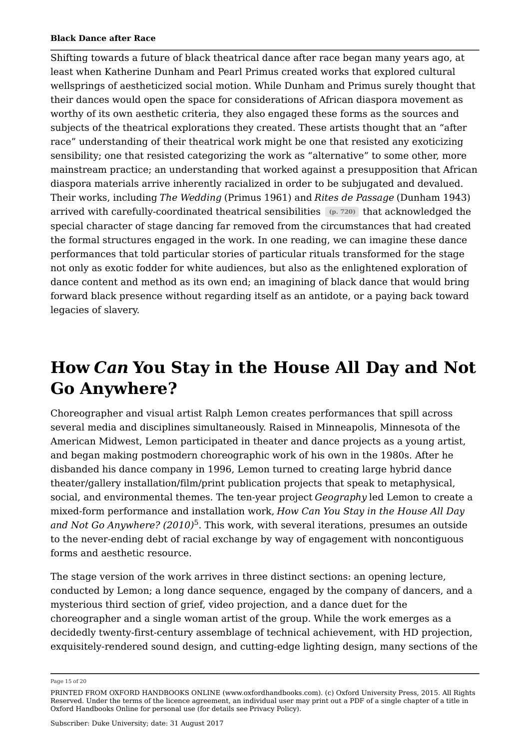Shifting towards a future of black theatrical dance after race began many years ago, at least when Katherine Dunham and Pearl Primus created works that explored cultural wellsprings of aestheticized social motion. While Dunham and Primus surely thought that their dances would open the space for considerations of African diaspora movement as worthy of its own aesthetic criteria, they also engaged these forms as the sources and subjects of the theatrical explorations they created. These artists thought that an "after race" understanding of their theatrical work might be one that resisted any exoticizing sensibility; one that resisted categorizing the work as "alternative" to some other, more mainstream practice; an understanding that worked against a presupposition that African diaspora materials arrive inherently racialized in order to be subjugated and devalued. Their works, including *The Wedding* (Primus 1961) and *Rites de Passage* (Dunham 1943) arrived with carefully-coordinated theatrical sensibilities (p. 720) that acknowledged the special character of stage dancing far removed from the circumstances that had created the formal structures engaged in the work. In one reading, we can imagine these dance performances that told particular stories of particular rituals transformed for the stage not only as exotic fodder for white audiences, but also as the enlightened exploration of dance content and method as its own end; an imagining of black dance that would bring forward black presence without regarding itself as an antidote, or a paying back toward legacies of slavery.

## How *Can* You Stay in the House All Day and Not Go Anywhere?

Choreographer and visual artist Ralph Lemon creates performances that spill across several media and disciplines simultaneously. Raised in Minneapolis, Minnesota of the American Midwest, Lemon participated in theater and dance projects as a young artist, and began making postmodern choreographic work of his own in the 1980s. After he disbanded his dance company in 1996, Lemon turned to creating large hybrid dance theater/gallery installation/film/print publication projects that speak to metaphysical, social, and environmental themes. The ten-year project *Geography* led Lemon to create a mixed-form performance and installation work, *How Can You Stay in the House All Day and Not Go Anywhere? (2010)*[5]. This work, with several iterations, presumes an outside to the never-ending debt of racial exchange by way of engagement with noncontiguous forms and aesthetic resource.

The stage version of the work arrives in three distinct sections: an opening lecture, conducted by Lemon; a long dance sequence, engaged by the company of dancers, and a mysterious third section of grief, video projection, and a dance duet for the choreographer and a single woman artist of the group. While the work emerges as a decidedly twenty-first-century assemblage of technical achievement, with HD projection, exquisitely-rendered sound design, and cutting-edge lighting design, many sections of the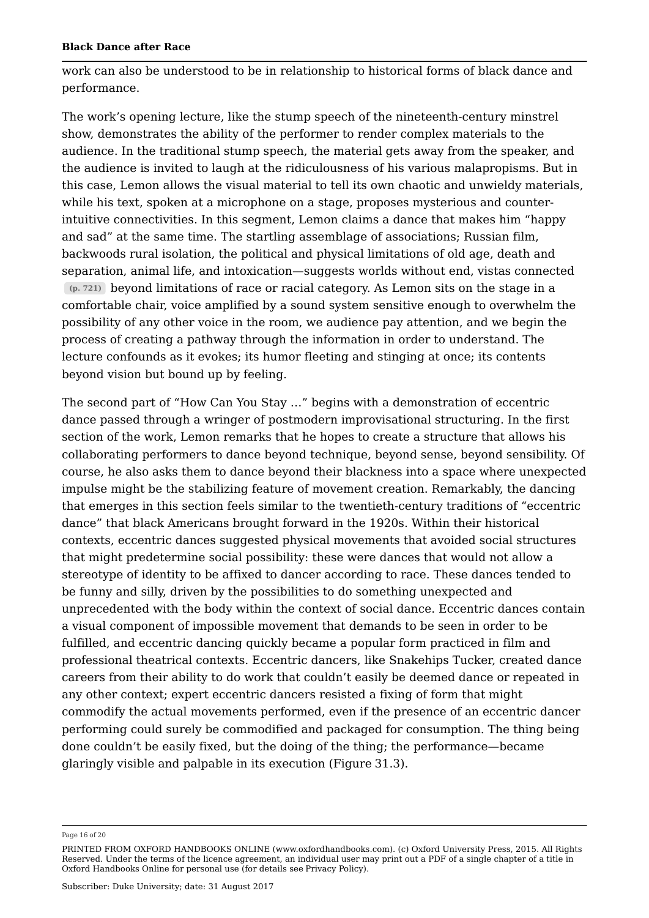work can also be understood to be in relationship to historical forms of black dance and performance.

The work's opening lecture, like the stump speech of the nineteenth-century minstrel show, demonstrates the ability of the performer to render complex materials to the audience. In the traditional stump speech, the material gets away from the speaker, and the audience is invited to laugh at the ridiculousness of his various malapropisms. But in this case, Lemon allows the visual material to tell its own chaotic and unwieldy materials, while his text, spoken at a microphone on a stage, proposes mysterious and counter-intuitive connectivities. In this segment, Lemon claims a dance that makes him "happy and sad" at the same time. The startling assemblage of associations; Russian film, backwoods rural isolation, the political and physical limitations of old age, death and separation, animal life, and intoxication—suggests worlds without end, vistas connected (p. 721) beyond limitations of race or racial category. As Lemon sits on the stage in a comfortable chair, voice amplified by a sound system sensitive enough to overwhelm the possibility of any other voice in the room, we audience pay attention, and we begin the process of creating a pathway through the information in order to understand. The lecture confounds as it evokes; its humor fleeting and stinging at once; its contents beyond vision but bound up by feeling.

The second part of "How Can You Stay …" begins with a demonstration of eccentric dance passed through a wringer of postmodern improvisational structuring. In the first section of the work, Lemon remarks that he hopes to create a structure that allows his collaborating performers to dance beyond technique, beyond sense, beyond sensibility. Of course, he also asks them to dance beyond their blackness into a space where unexpected impulse might be the stabilizing feature of movement creation. Remarkably, the dancing that emerges in this section feels similar to the twentieth-century traditions of "eccentric dance" that black Americans brought forward in the 1920s. Within their historical contexts, eccentric dances suggested physical movements that avoided social structures that might predetermine social possibility: these were dances that would not allow a stereotype of identity to be affixed to dancer according to race. These dances tended to be funny and silly, driven by the possibilities to do something unexpected and unprecedented with the body within the context of social dance. Eccentric dances contain a visual component of impossible movement that demands to be seen in order to be fulfilled, and eccentric dancing quickly became a popular form practiced in film and professional theatrical contexts. Eccentric dancers, like Snakehips Tucker, created dance careers from their ability to do work that couldn't easily be deemed dance or repeated in any other context; expert eccentric dancers resisted a fixing of form that might commodify the actual movements performed, even if the presence of an eccentric dancer performing could surely be commodified and packaged for consumption. The thing being done couldn't be easily fixed, but the doing of the thing; the performance—became glaringly visible and palpable in its execution (Figure 31.3).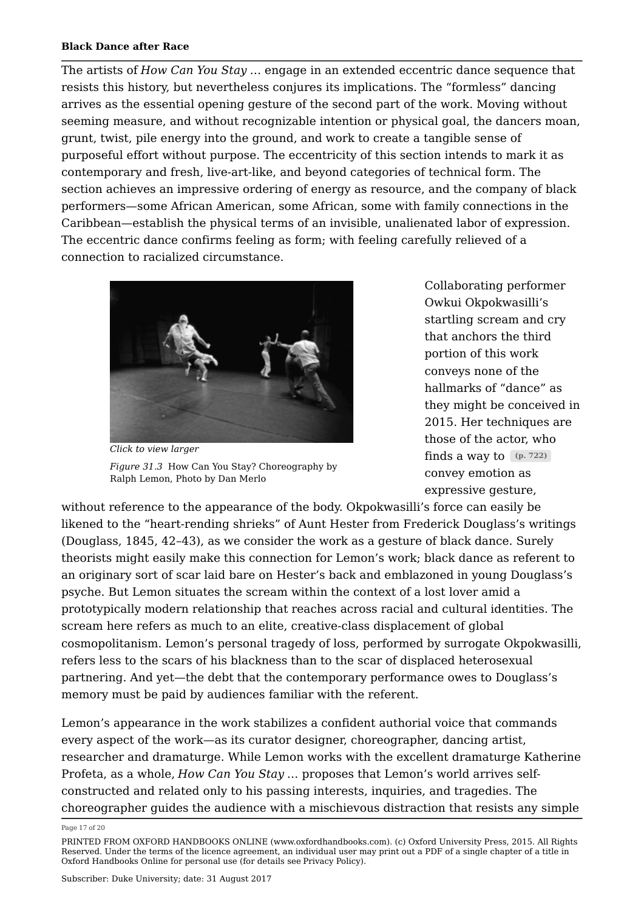The artists of *How Can You Stay …* engage in an extended eccentric dance sequence that resists this history, but nevertheless conjures its implications. The "formless" dancing arrives as the essential opening gesture of the second part of the work. Moving without seeming measure, and without recognizable intention or physical goal, the dancers moan, grunt, twist, pile energy into the ground, and work to create a tangible sense of purposeful effort without purpose. The eccentricity of this section intends to mark it as contemporary and fresh, live-art-like, and beyond categories of technical form. The section achieves an impressive ordering of energy as resource, and the company of black performers—some African American, some African, some with family connections in the Caribbean—establish the physical terms of an invisible, unalienated labor of expression. The eccentric dance confirms feeling as form; with feeling carefully relieved of a connection to racialized circumstance.

*Click to view larger*

*Figure 31.3* How Can You Stay? Choreography by Ralph Lemon, Photo by Dan Merlo

Collaborating performer Owkui Okpokwasilli's startling scream and cry that anchors the third portion of this work conveys none of the hallmarks of "dance" as they might be conceived in 2015. Her techniques are those of the actor, who finds a way to (p. 722) convey emotion as expressive gesture, without reference to the appearance of the body. Okpokwasilli's force can easily be likened to the "heart-rending shrieks" of Aunt Hester from Frederick Douglass's writings (Douglass, 1845, 42–43), as we consider the work as a gesture of black dance. Surely theorists might easily make this connection for Lemon's work; black dance as referent to an originary sort of scar laid bare on Hester's back and emblazoned in young Douglass's psyche. But Lemon situates the scream within the context of a lost lover amid a prototypically modern relationship that reaches across racial and cultural identities. The scream here refers as much to an elite, creative-class displacement of global cosmopolitanism. Lemon's personal tragedy of loss, performed by surrogate Okpokwasilli, refers less to the scars of his blackness than to the scar of displaced heterosexual partnering. And yet—the debt that the contemporary performance owes to Douglass's memory must be paid by audiences familiar with the referent.

Lemon's appearance in the work stabilizes a confident authorial voice that commands every aspect of the work—as its curator designer, choreographer, dancing artist, researcher and dramaturge. While Lemon works with the excellent dramaturge Katherine Profeta, as a whole, *How Can You Stay …* proposes that Lemon's world arrives self-constructed and related only to his passing interests, inquiries, and tragedies. The choreographer guides the audience with a mischievous distraction that resists any simple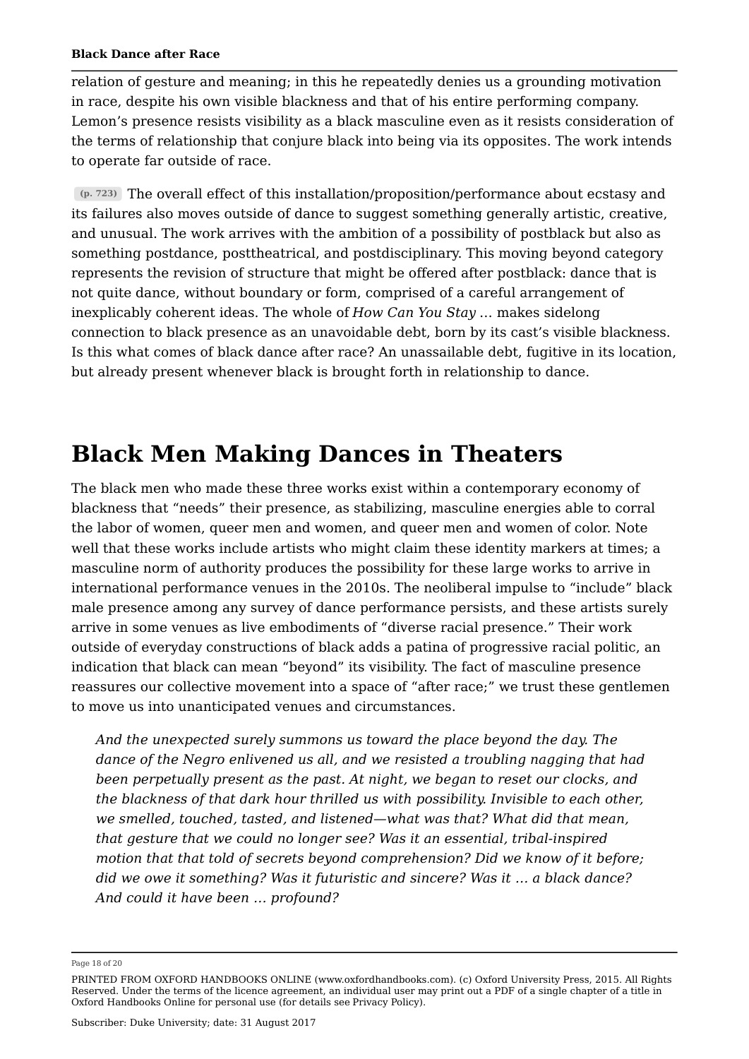relation of gesture and meaning; in this he repeatedly denies us a grounding motivation in race, despite his own visible blackness and that of his entire performing company. Lemon's presence resists visibility as a black masculine even as it resists consideration of the terms of relationship that conjure black into being via its opposites. The work intends to operate far outside of race.

(p. 723) The overall effect of this installation/proposition/performance about ecstasy and its failures also moves outside of dance to suggest something generally artistic, creative, and unusual. The work arrives with the ambition of a possibility of postblack but also as something postdance, posttheatrical, and postdisciplinary. This moving beyond category represents the revision of structure that might be offered after postblack: dance that is not quite dance, without boundary or form, comprised of a careful arrangement of inexplicably coherent ideas. The whole of *How Can You Stay …* makes sidelong connection to black presence as an unavoidable debt, born by its cast's visible blackness. Is this what comes of black dance after race? An unassailable debt, fugitive in its location, but already present whenever black is brought forth in relationship to dance.

# Black Men Making Dances in Theaters

The black men who made these three works exist within a contemporary economy of blackness that "needs" their presence, as stabilizing, masculine energies able to corral the labor of women, queer men and women, and queer men and women of color. Note well that these works include artists who might claim these identity markers at times; a masculine norm of authority produces the possibility for these large works to arrive in international performance venues in the 2010s. The neoliberal impulse to "include" black male presence among any survey of dance performance persists, and these artists surely arrive in some venues as live embodiments of "diverse racial presence." Their work outside of everyday constructions of black adds a patina of progressive racial politic, an indication that black can mean "beyond" its visibility. The fact of masculine presence reassures our collective movement into a space of "after race;" we trust these gentlemen to move us into unanticipated venues and circumstances.

> *And the unexpected surely summons us toward the place beyond the day. The dance of the Negro enlivened us all, and we resisted a troubling nagging that had been perpetually present as the past. At night, we began to reset our clocks, and the blackness of that dark hour thrilled us with possibility. Invisible to each other, we smelled, touched, tasted, and listened—what was that? What did that mean, that gesture that we could no longer see? Was it an essential, tribal-inspired motion that that told of secrets beyond comprehension? Did we know of it before; did we owe it something? Was it futuristic and sincere? Was it … a black dance? And could it have been … profound?*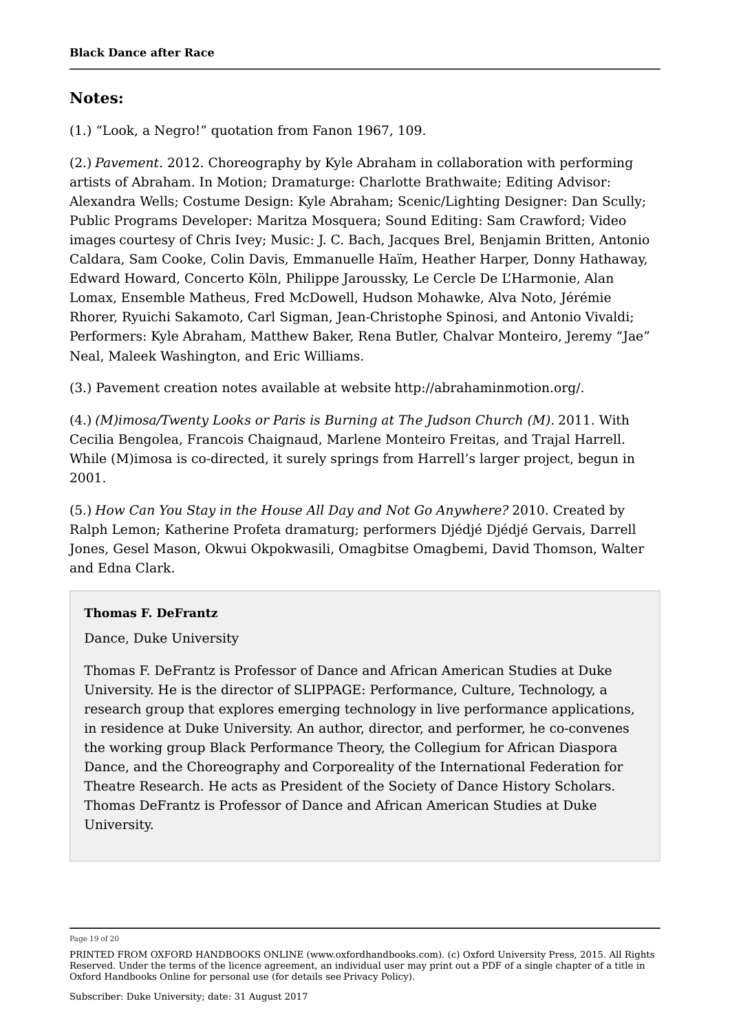## Notes:

(1.) "Look, a Negro!" quotation from Fanon 1967, 109.

(2.) *Pavement*. 2012. Choreography by Kyle Abraham in collaboration with performing artists of Abraham. In Motion; Dramaturge: Charlotte Brathwaite; Editing Advisor: Alexandra Wells; Costume Design: Kyle Abraham; Scenic/Lighting Designer: Dan Scully; Public Programs Developer: Maritza Mosquera; Sound Editing: Sam Crawford; Video images courtesy of Chris Ivey; Music: J. C. Bach, Jacques Brel, Benjamin Britten, Antonio Caldara, Sam Cooke, Colin Davis, Emmanuelle Haïm, Heather Harper, Donny Hathaway, Edward Howard, Concerto Köln, Philippe Jaroussky, Le Cercle De L'Harmonie, Alan Lomax, Ensemble Matheus, Fred McDowell, Hudson Mohawke, Alva Noto, Jérémie Rhorer, Ryuichi Sakamoto, Carl Sigman, Jean-Christophe Spinosi, and Antonio Vivaldi; Performers: Kyle Abraham, Matthew Baker, Rena Butler, Chalvar Monteiro, Jeremy "Jae" Neal, Maleek Washington, and Eric Williams.

(3.) Pavement creation notes available at website http://abrahaminmotion.org/.

(4.) *(M)imosa/Twenty Looks or Paris is Burning at The Judson Church (M).* 2011. With Cecilia Bengolea, Francois Chaignaud, Marlene Monteiro Freitas, and Trajal Harrell. While (M)imosa is co-directed, it surely springs from Harrell's larger project, begun in 2001.

(5.) *How Can You Stay in the House All Day and Not Go Anywhere?* 2010. Created by Ralph Lemon; Katherine Profeta dramaturg; performers Djédjé Djédjé Gervais, Darrell Jones, Gesel Mason, Okwui Okpokwasili, Omagbitse Omagbemi, David Thomson, Walter and Edna Clark.

**Thomas F. DeFrantz**

Dance, Duke University

Thomas F. DeFrantz is Professor of Dance and African American Studies at Duke University. He is the director of SLIPPAGE: Performance, Culture, Technology, a research group that explores emerging technology in live performance applications, in residence at Duke University. An author, director, and performer, he co-convenes the working group Black Performance Theory, the Collegium for African Diaspora Dance, and the Choreography and Corporeality of the International Federation for Theatre Research. He acts as President of the Society of Dance History Scholars. Thomas DeFrantz is Professor of Dance and African American Studies at Duke University.